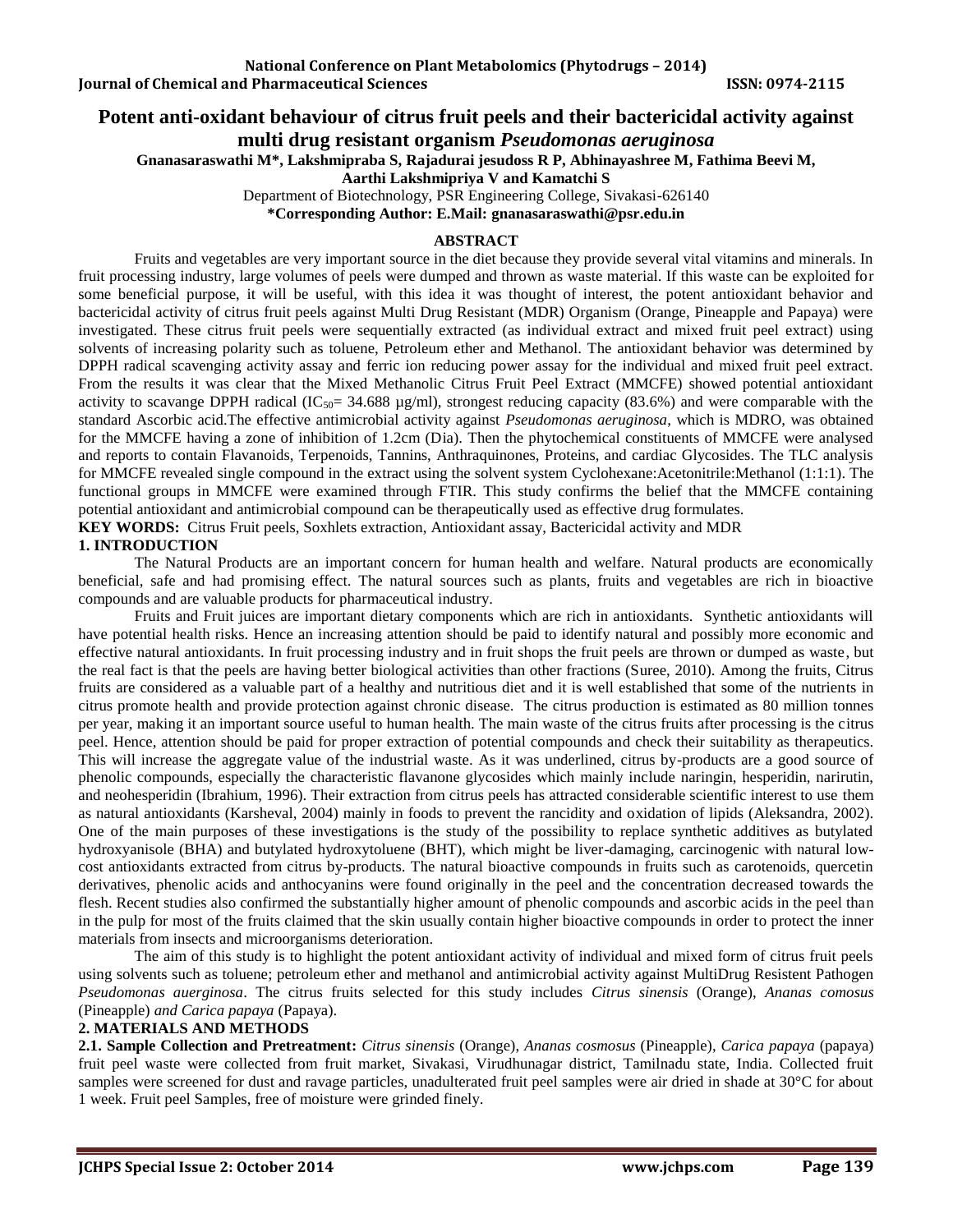# Potent anti-oxidant behaviour of citrus fruit peels and their bactericidal activity against multi drug resistant organism *Pseudomonas aeruginosa*

**Gnanasaraswathi M*, Lakshmipraba S, Rajadurai jesudoss R P, Abhinayashree M, Fathima Beevi M, Aarthi Lakshmipriya V and Kamatchi S**

Department of Biotechnology, PSR Engineering College, Sivakasi-626140

**\*Corresponding Author: E.Mail: gnanasaraswathi@psr.edu.in**

## ABSTRACT

Fruits and vegetables are very important source in the diet because they provide several vital vitamins and minerals. In fruit processing industry, large volumes of peels were dumped and thrown as waste material. If this waste can be exploited for some beneficial purpose, it will be useful, with this idea it was thought of interest, the potent antioxidant behavior and bactericidal activity of citrus fruit peels against Multi Drug Resistant (MDR) Organism (Orange, Pineapple and Papaya) were investigated. These citrus fruit peels were sequentially extracted (as individual extract and mixed fruit peel extract) using solvents of increasing polarity such as toluene, Petroleum ether and Methanol. The antioxidant behavior was determined by DPPH radical scavenging activity assay and ferric ion reducing power assay for the individual and mixed fruit peel extract. From the results it was clear that the Mixed Methanolic Citrus Fruit Peel Extract (MMCFE) showed potential antioxidant activity to scavange DPPH radical ($IC_{50}$= 34.688 µg/ml), strongest reducing capacity (83.6%) and were comparable with the standard Ascorbic acid.The effective antimicrobial activity against *Pseudomonas aeruginosa*, which is MDRO, was obtained for the MMCFE having a zone of inhibition of 1.2cm (Dia). Then the phytochemical constituents of MMCFE were analysed and reports to contain Flavanoids, Terpenoids, Tannins, Anthraquinones, Proteins, and cardiac Glycosides. The TLC analysis for MMCFE revealed single compound in the extract using the solvent system Cyclohexane:Acetonitrile:Methanol (1:1:1). The functional groups in MMCFE were examined through FTIR. This study confirms the belief that the MMCFE containing potential antioxidant and antimicrobial compound can be therapeutically used as effective drug formulates.

**KEY WORDS:** Citrus Fruit peels, Soxhlets extraction, Antioxidant assay, Bactericidal activity and MDR

## 1. INTRODUCTION

The Natural Products are an important concern for human health and welfare. Natural products are economically beneficial, safe and had promising effect. The natural sources such as plants, fruits and vegetables are rich in bioactive compounds and are valuable products for pharmaceutical industry.

Fruits and Fruit juices are important dietary components which are rich in antioxidants. Synthetic antioxidants will have potential health risks. Hence an increasing attention should be paid to identify natural and possibly more economic and effective natural antioxidants. In fruit processing industry and in fruit shops the fruit peels are thrown or dumped as waste, but the real fact is that the peels are having better biological activities than other fractions (Suree, 2010). Among the fruits, Citrus fruits are considered as a valuable part of a healthy and nutritious diet and it is well established that some of the nutrients in citrus promote health and provide protection against chronic disease. The citrus production is estimated as 80 million tonnes per year, making it an important source useful to human health. The main waste of the citrus fruits after processing is the citrus peel. Hence, attention should be paid for proper extraction of potential compounds and check their suitability as therapeutics. This will increase the aggregate value of the industrial waste. As it was underlined, citrus by-products are a good source of phenolic compounds, especially the characteristic flavanone glycosides which mainly include naringin, hesperidin, narirutin, and neohesperidin (Ibrahium, 1996). Their extraction from citrus peels has attracted considerable scientific interest to use them as natural antioxidants (Karsheval, 2004) mainly in foods to prevent the rancidity and oxidation of lipids (Aleksandra, 2002). One of the main purposes of these investigations is the study of the possibility to replace synthetic additives as butylated hydroxyanisole (BHA) and butylated hydroxytoluene (BHT), which might be liver-damaging, carcinogenic with natural low-cost antioxidants extracted from citrus by-products. The natural bioactive compounds in fruits such as carotenoids, quercetin derivatives, phenolic acids and anthocyanins were found originally in the peel and the concentration decreased towards the flesh. Recent studies also confirmed the substantially higher amount of phenolic compounds and ascorbic acids in the peel than in the pulp for most of the fruits claimed that the skin usually contain higher bioactive compounds in order to protect the inner materials from insects and microorganisms deterioration.

The aim of this study is to highlight the potent antioxidant activity of individual and mixed form of citrus fruit peels using solvents such as toluene; petroleum ether and methanol and antimicrobial activity against MultiDrug Resistent Pathogen *Pseudomonas auerginosa*. The citrus fruits selected for this study includes *Citrus sinensis* (Orange), *Ananas comosus* (Pineapple) *and Carica papaya* (Papaya).

## 2. MATERIALS AND METHODS

**2.1. Sample Collection and Pretreatment:** *Citrus sinensis* (Orange), *Ananas cosmosus* (Pineapple), *Carica papaya* (papaya) fruit peel waste were collected from fruit market, Sivakasi, Virudhunagar district, Tamilnadu state, India. Collected fruit samples were screened for dust and ravage particles, unadulterated fruit peel samples were air dried in shade at 30°C for about 1 week. Fruit peel Samples, free of moisture were grinded finely.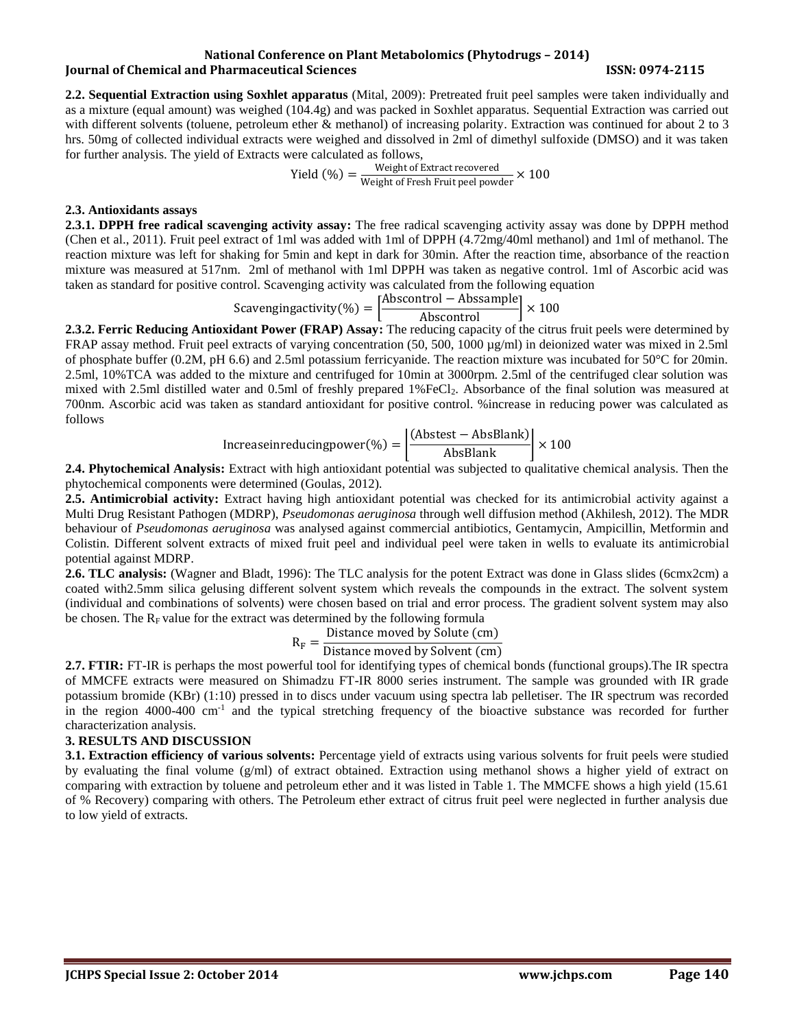**2.2. Sequential Extraction using Soxhlet apparatus** (Mital, 2009): Pretreated fruit peel samples were taken individually and as a mixture (equal amount) was weighed (104.4g) and was packed in Soxhlet apparatus. Sequential Extraction was carried out with different solvents (toluene, petroleum ether & methanol) of increasing polarity. Extraction was continued for about 2 to 3 hrs. 50mg of collected individual extracts were weighed and dissolved in 2ml of dimethyl sulfoxide (DMSO) and it was taken for further analysis. The yield of Extracts were calculated as follows,

$$\text{Yield (\%)} = \frac{\text{Weight of Extract recovered}}{\text{Weight of Fresh Fruit peel powder}} \times 100$$

**2.3. Antioxidants assays**

**2.3.1. DPPH free radical scavenging activity assay:** The free radical scavenging activity assay was done by DPPH method (Chen et al., 2011). Fruit peel extract of 1ml was added with 1ml of DPPH (4.72mg/40ml methanol) and 1ml of methanol. The reaction mixture was left for shaking for 5min and kept in dark for 30min. After the reaction time, absorbance of the reaction mixture was measured at 517nm. 2ml of methanol with 1ml DPPH was taken as negative control. 1ml of Ascorbic acid was taken as standard for positive control. Scavenging activity was calculated from the following equation

$$\text{Scavengingactivity(\%)} = \left[\frac{\text{Abscontrol} - \text{Abssample}}{\text{Abscontrol}}\right] \times 100$$

**2.3.2. Ferric Reducing Antioxidant Power (FRAP) Assay:** The reducing capacity of the citrus fruit peels were determined by FRAP assay method. Fruit peel extracts of varying concentration (50, 500, 1000 µg/ml) in deionized water was mixed in 2.5ml of phosphate buffer (0.2M, pH 6.6) and 2.5ml potassium ferricyanide. The reaction mixture was incubated for 50°C for 20min. 2.5ml, 10%TCA was added to the mixture and centrifuged for 10min at 3000rpm. 2.5ml of the centrifuged clear solution was mixed with 2.5ml distilled water and 0.5ml of freshly prepared 1%$FeCl_2$. Absorbance of the final solution was measured at 700nm. Ascorbic acid was taken as standard antioxidant for positive control. %increase in reducing power was calculated as follows

$$\text{Increaseinreducingpower(\%)} = \left|\frac{(\text{Abstest} - \text{AbsBlank})}{\text{AbsBlank}}\right| \times 100$$

**2.4. Phytochemical Analysis:** Extract with high antioxidant potential was subjected to qualitative chemical analysis. Then the phytochemical components were determined (Goulas, 2012).

**2.5. Antimicrobial activity:** Extract having high antioxidant potential was checked for its antimicrobial activity against a Multi Drug Resistant Pathogen (MDRP), *Pseudomonas aeruginosa* through well diffusion method (Akhilesh, 2012). The MDR behaviour of *Pseudomonas aeruginosa* was analysed against commercial antibiotics, Gentamycin, Ampicillin, Metformin and Colistin. Different solvent extracts of mixed fruit peel and individual peel were taken in wells to evaluate its antimicrobial potential against MDRP.

**2.6. TLC analysis:** (Wagner and Bladt, 1996): The TLC analysis for the potent Extract was done in Glass slides (6cmx2cm) a coated with2.5mm silica gelusing different solvent system which reveals the compounds in the extract. The solvent system (individual and combinations of solvents) were chosen based on trial and error process. The gradient solvent system may also be chosen. The $R_F$ value for the extract was determined by the following formula

$$R_F = \frac{\text{Distance moved by Solute (cm)}}{\text{Distance moved by Solvent (cm)}}$$

**2.7. FTIR:** FT-IR is perhaps the most powerful tool for identifying types of chemical bonds (functional groups).The IR spectra of MMCFE extracts were measured on Shimadzu FT-IR 8000 series instrument. The sample was grounded with IR grade potassium bromide (KBr) (1:10) pressed in to discs under vacuum using spectra lab pelletiser. The IR spectrum was recorded in the region 4000-400 $cm^{-1}$ and the typical stretching frequency of the bioactive substance was recorded for further characterization analysis.

## 3. RESULTS AND DISCUSSION

**3.1. Extraction efficiency of various solvents:** Percentage yield of extracts using various solvents for fruit peels were studied by evaluating the final volume (g/ml) of extract obtained. Extraction using methanol shows a higher yield of extract on comparing with extraction by toluene and petroleum ether and it was listed in Table 1. The MMCFE shows a high yield (15.61 of % Recovery) comparing with others. The Petroleum ether extract of citrus fruit peel were neglected in further analysis due to low yield of extracts.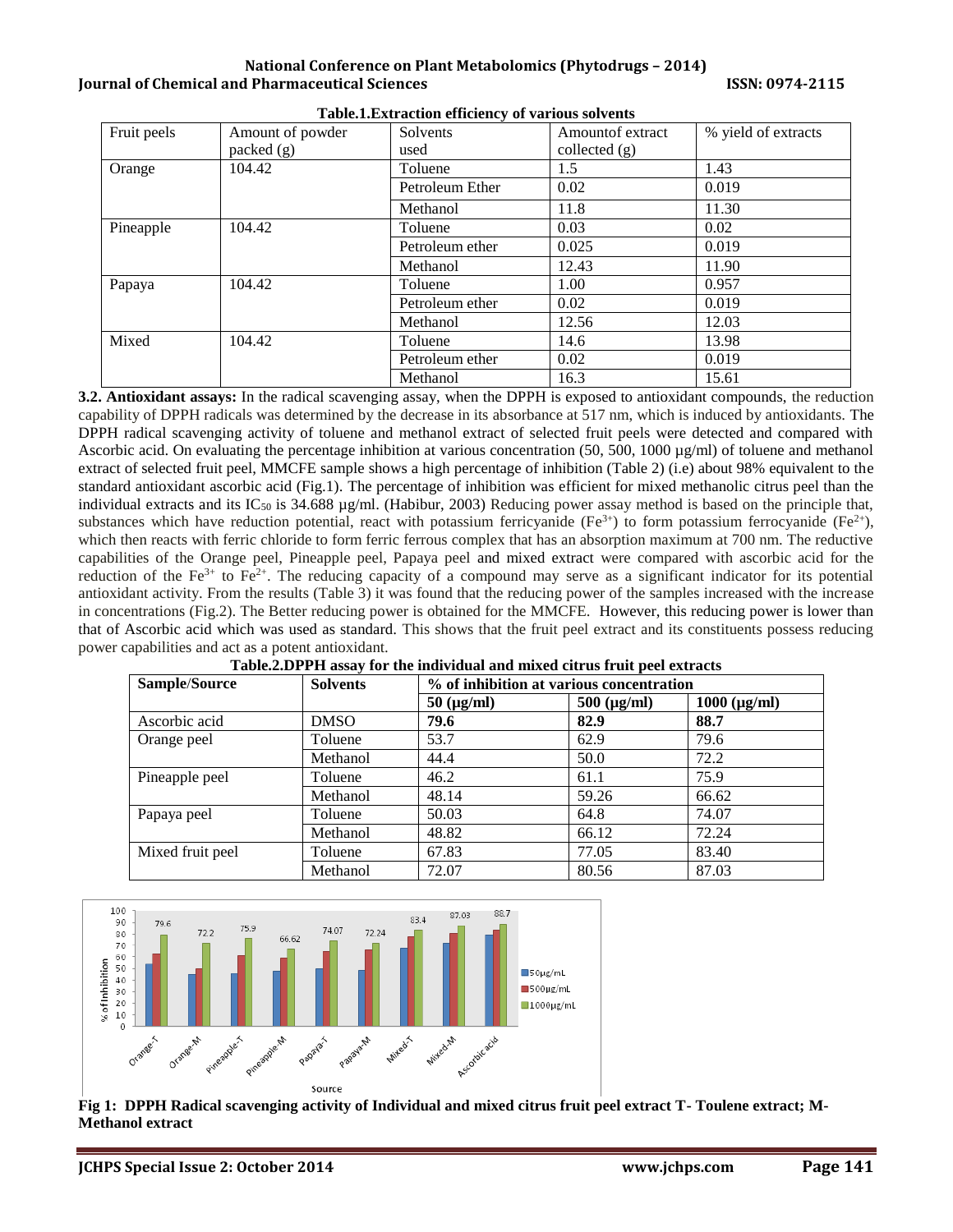**Table.1.Extraction efficiency of various solvents**

| Fruit peels | Amount of powder packed (g) | Solvents used | Amountof extract collected (g) | % yield of extracts |
|---|---|---|---|---|
| Orange | 104.42 | Toluene | 1.5 | 1.43 |
| | | Petroleum Ether | 0.02 | 0.019 |
| | | Methanol | 11.8 | 11.30 |
| Pineapple | 104.42 | Toluene | 0.03 | 0.02 |
| | | Petroleum ether | 0.025 | 0.019 |
| | | Methanol | 12.43 | 11.90 |
| Papaya | 104.42 | Toluene | 1.00 | 0.957 |
| | | Petroleum ether | 0.02 | 0.019 |
| | | Methanol | 12.56 | 12.03 |
| Mixed | 104.42 | Toluene | 14.6 | 13.98 |
| | | Petroleum ether | 0.02 | 0.019 |
| | | Methanol | 16.3 | 15.61 |

**3.2. Antioxidant assays:** In the radical scavenging assay, when the DPPH is exposed to antioxidant compounds, the reduction capability of DPPH radicals was determined by the decrease in its absorbance at 517 nm, which is induced by antioxidants. The DPPH radical scavenging activity of toluene and methanol extract of selected fruit peels were detected and compared with Ascorbic acid. On evaluating the percentage inhibition at various concentration (50, 500, 1000 µg/ml) of toluene and methanol extract of selected fruit peel, MMCFE sample shows a high percentage of inhibition (Table 2) (i.e) about 98% equivalent to the standard antioxidant ascorbic acid (Fig.1). The percentage of inhibition was efficient for mixed methanolic citrus peel than the individual extracts and its $IC_{50}$ is 34.688 µg/ml. (Habibur, 2003) Reducing power assay method is based on the principle that, substances which have reduction potential, react with potassium ferricyanide ($Fe^{3+}$) to form potassium ferrocyanide ($Fe^{2+}$), which then reacts with ferric chloride to form ferric ferrous complex that has an absorption maximum at 700 nm. The reductive capabilities of the Orange peel, Pineapple peel, Papaya peel and mixed extract were compared with ascorbic acid for the reduction of the $Fe^{3+}$ to $Fe^{2+}$. The reducing capacity of a compound may serve as a significant indicator for its potential antioxidant activity. From the results (Table 3) it was found that the reducing power of the samples increased with the increase in concentrations (Fig.2). The Better reducing power is obtained for the MMCFE. However, this reducing power is lower than that of Ascorbic acid which was used as standard. This shows that the fruit peel extract and its constituents possess reducing power capabilities and act as a potent antioxidant.

**Table.2.DPPH assay for the individual and mixed citrus fruit peel extracts**

| Sample/Source | Solvents | % of inhibition at various concentration | | |
|---|---|---|---|---|
| | | 50 (µg/ml) | 500 (µg/ml) | 1000 (µg/ml) |
| Ascorbic acid | DMSO | **79.6** | **82.9** | **88.7** |
| Orange peel | Toluene | 53.7 | 62.9 | 79.6 |
| | Methanol | 44.4 | 50.0 | 72.2 |
| Pineapple peel | Toluene | 46.2 | 61.1 | 75.9 |
| | Methanol | 48.14 | 59.26 | 66.62 |
| Papaya peel | Toluene | 50.03 | 64.8 | 74.07 |
| | Methanol | 48.82 | 66.12 | 72.24 |
| Mixed fruit peel | Toluene | 67.83 | 77.05 | 83.40 |
| | Methanol | 72.07 | 80.56 | 87.03 |

**Fig 1: DPPH Radical scavenging activity of Individual and mixed citrus fruit peel extract T- Toulene extract; M- Methanol extract**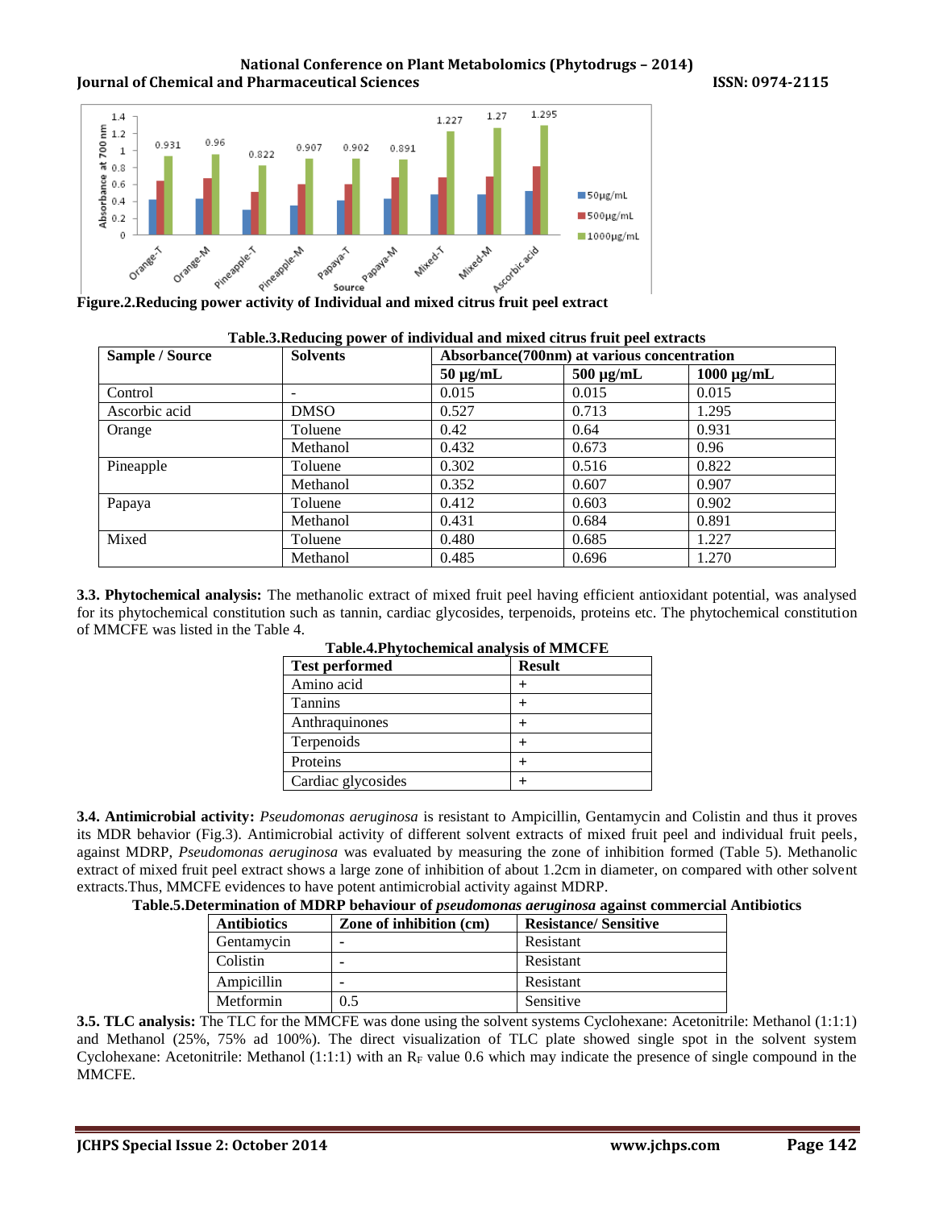Figure.2.Reducing power activity of Individual and mixed citrus fruit peel extract

**Table.3.Reducing power of individual and mixed citrus fruit peel extracts**

| Sample / Source | Solvents | Absorbance(700nm) at various concentration | | |
|---|---|---|---|---|
| | | 50 μg/mL | 500 μg/mL | 1000 μg/mL |
| Control | - | 0.015 | 0.015 | 0.015 |
| Ascorbic acid | DMSO | 0.527 | 0.713 | 1.295 |
| Orange | Toluene | 0.42 | 0.64 | 0.931 |
| | Methanol | 0.432 | 0.673 | 0.96 |
| Pineapple | Toluene | 0.302 | 0.516 | 0.822 |
| | Methanol | 0.352 | 0.607 | 0.907 |
| Papaya | Toluene | 0.412 | 0.603 | 0.902 |
| | Methanol | 0.431 | 0.684 | 0.891 |
| Mixed | Toluene | 0.480 | 0.685 | 1.227 |
| | Methanol | 0.485 | 0.696 | 1.270 |

**3.3. Phytochemical analysis:** The methanolic extract of mixed fruit peel having efficient antioxidant potential, was analysed for its phytochemical constitution such as tannin, cardiac glycosides, terpenoids, proteins etc. The phytochemical constitution of MMCFE was listed in the Table 4.

**Table.4.Phytochemical analysis of MMCFE**

| Test performed | Result |
|---|---|
| Amino acid | + |
| Tannins | + |
| Anthraquinones | + |
| Terpenoids | + |
| Proteins | + |
| Cardiac glycosides | + |

**3.4. Antimicrobial activity:** *Pseudomonas aeruginosa* is resistant to Ampicillin, Gentamycin and Colistin and thus it proves its MDR behavior (Fig.3). Antimicrobial activity of different solvent extracts of mixed fruit peel and individual fruit peels, against MDRP, *Pseudomonas aeruginosa* was evaluated by measuring the zone of inhibition formed (Table 5). Methanolic extract of mixed fruit peel extract shows a large zone of inhibition of about 1.2cm in diameter, on compared with other solvent extracts.Thus, MMCFE evidences to have potent antimicrobial activity against MDRP.

**Table.5.Determination of MDRP behaviour of *pseudomonas aeruginosa* against commercial Antibiotics**

| Antibiotics | Zone of inhibition (cm) | Resistance/ Sensitive |
|---|---|---|
| Gentamycin | - | Resistant |
| Colistin | - | Resistant |
| Ampicillin | - | Resistant |
| Metformin | 0.5 | Sensitive |

**3.5. TLC analysis:** The TLC for the MMCFE was done using the solvent systems Cyclohexane: Acetonitrile: Methanol (1:1:1) and Methanol (25%, 75% ad 100%). The direct visualization of TLC plate showed single spot in the solvent system Cyclohexane: Acetonitrile: Methanol (1:1:1) with an $R_F$ value 0.6 which may indicate the presence of single compound in the MMCFE.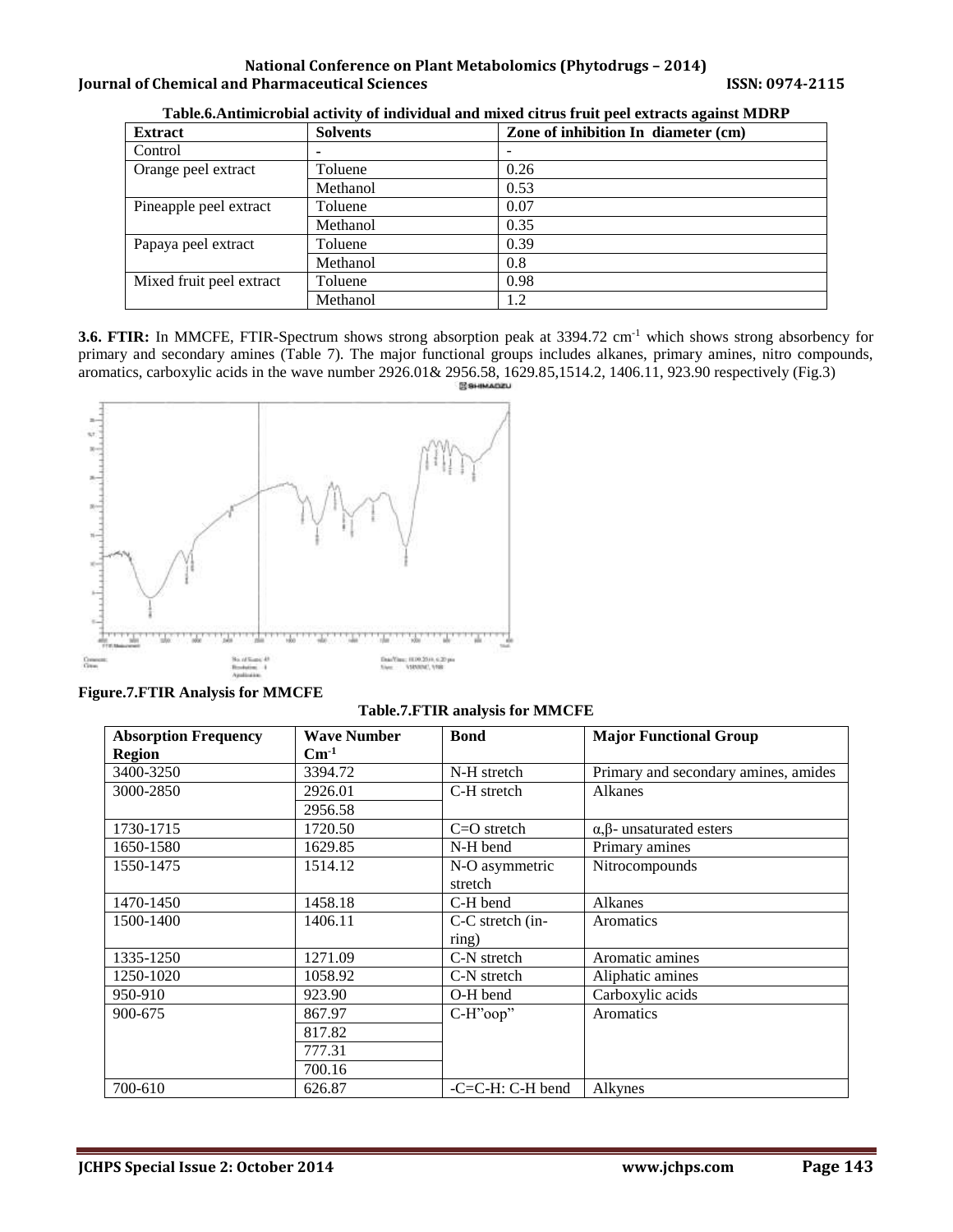**Table.6.Antimicrobial activity of individual and mixed citrus fruit peel extracts against MDRP**

| Extract | Solvents | Zone of inhibition In diameter (cm) |
|---|---|---|
| Control | - | - |
| Orange peel extract | Toluene | 0.26 |
| | Methanol | 0.53 |
| Pineapple peel extract | Toluene | 0.07 |
| | Methanol | 0.35 |
| Papaya peel extract | Toluene | 0.39 |
| | Methanol | 0.8 |
| Mixed fruit peel extract | Toluene | 0.98 |
| | Methanol | 1.2 |

**3.6. FTIR:** In MMCFE, FTIR-Spectrum shows strong absorption peak at 3394.72 $cm^{-1}$ which shows strong absorbency for primary and secondary amines (Table 7). The major functional groups includes alkanes, primary amines, nitro compounds, aromatics, carboxylic acids in the wave number 2926.01& 2956.58, 1629.85,1514.2, 1406.11, 923.90 respectively (Fig.3)

**Figure.7.FTIR Analysis for MMCFE**

**Table.7.FTIR analysis for MMCFE**

| Absorption Frequency Region | Wave Number $Cm^{-1}$ | Bond | Major Functional Group |
|---|---|---|---|
| 3400-3250 | 3394.72 | N-H stretch | Primary and secondary amines, amides |
| 3000-2850 | 2926.01 | C-H stretch | Alkanes |
| | 2956.58 | | |
| 1730-1715 | 1720.50 | C=O stretch | α,β- unsaturated esters |
| 1650-1580 | 1629.85 | N-H bend | Primary amines |
| 1550-1475 | 1514.12 | N-O asymmetric stretch | Nitrocompounds |
| 1470-1450 | 1458.18 | C-H bend | Alkanes |
| 1500-1400 | 1406.11 | C-C stretch (in-ring) | Aromatics |
| 1335-1250 | 1271.09 | C-N stretch | Aromatic amines |
| 1250-1020 | 1058.92 | C-N stretch | Aliphatic amines |
| 950-910 | 923.90 | O-H bend | Carboxylic acids |
| 900-675 | 867.97 | C-H"oop" | Aromatics |
| | 817.82 | | |
| | 777.31 | | |
| | 700.16 | | |
| 700-610 | 626.87 | -C=C-H: C-H bend | Alkynes |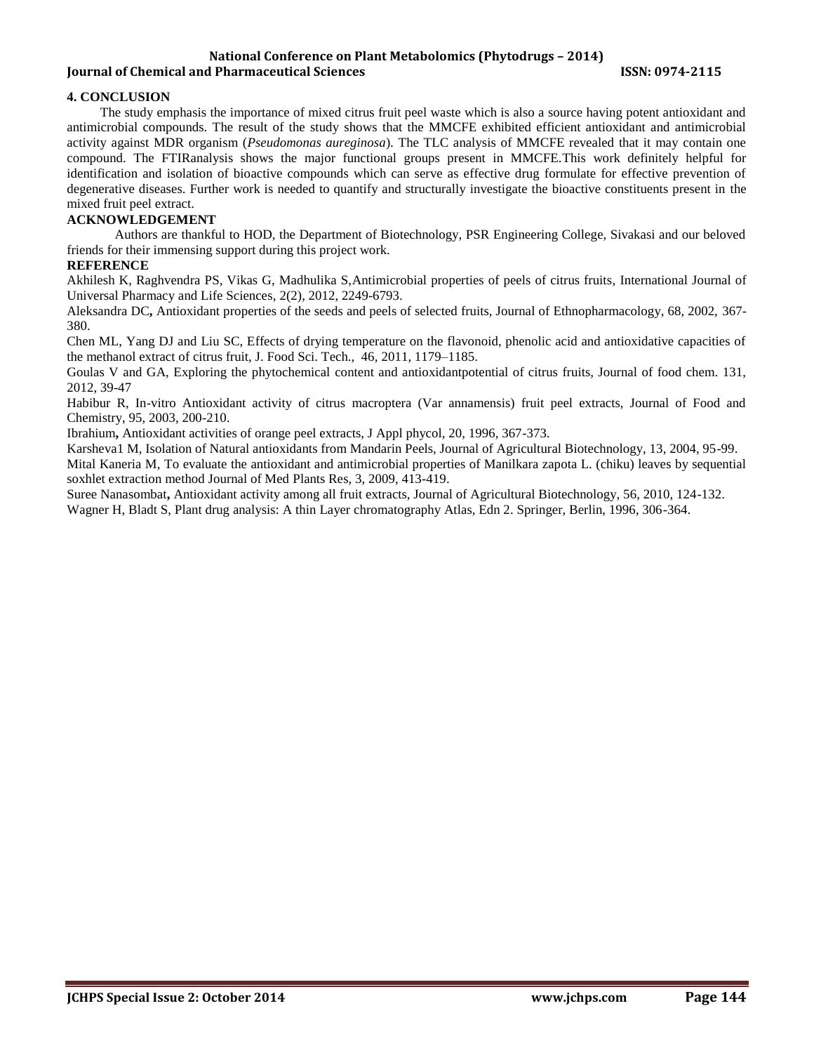## 4. CONCLUSION

The study emphasis the importance of mixed citrus fruit peel waste which is also a source having potent antioxidant and antimicrobial compounds. The result of the study shows that the MMCFE exhibited efficient antioxidant and antimicrobial activity against MDR organism (*Pseudomonas aureginosa*). The TLC analysis of MMCFE revealed that it may contain one compound. The FTIRanalysis shows the major functional groups present in MMCFE.This work definitely helpful for identification and isolation of bioactive compounds which can serve as effective drug formulate for effective prevention of degenerative diseases. Further work is needed to quantify and structurally investigate the bioactive constituents present in the mixed fruit peel extract.

## ACKNOWLEDGEMENT

Authors are thankful to HOD, the Department of Biotechnology, PSR Engineering College, Sivakasi and our beloved friends for their immensing support during this project work.

## REFERENCE

Akhilesh K, Raghvendra PS, Vikas G, Madhulika S,Antimicrobial properties of peels of citrus fruits, International Journal of Universal Pharmacy and Life Sciences, 2(2), 2012, 2249-6793.

Aleksandra DC**,** Antioxidant properties of the seeds and peels of selected fruits, Journal of Ethnopharmacology, 68, 2002, 367-380.

Chen ML, Yang DJ and Liu SC, Effects of drying temperature on the flavonoid, phenolic acid and antioxidative capacities of the methanol extract of citrus fruit, J. Food Sci. Tech., 46, 2011, 1179–1185.

Goulas V and GA, Exploring the phytochemical content and antioxidantpotential of citrus fruits, Journal of food chem. 131, 2012, 39-47

Habibur R, In-vitro Antioxidant activity of citrus macroptera (Var annamensis) fruit peel extracts, Journal of Food and Chemistry, 95, 2003, 200-210.

Ibrahium**,** Antioxidant activities of orange peel extracts, J Appl phycol, 20, 1996, 367-373.

Karsheva1 M, Isolation of Natural antioxidants from Mandarin Peels, Journal of Agricultural Biotechnology, 13, 2004, 95-99.

Mital Kaneria M, To evaluate the antioxidant and antimicrobial properties of Manilkara zapota L. (chiku) leaves by sequential soxhlet extraction method Journal of Med Plants Res, 3, 2009, 413-419.

Suree Nanasombat**,** Antioxidant activity among all fruit extracts, Journal of Agricultural Biotechnology, 56, 2010, 124-132.

Wagner H, Bladt S, Plant drug analysis: A thin Layer chromatography Atlas, Edn 2. Springer, Berlin, 1996, 306-364.